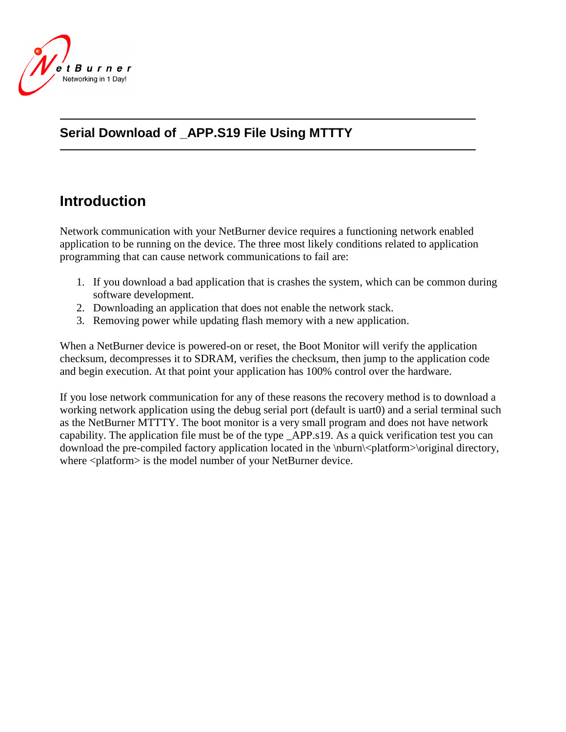NetBurner
Networking in 1 Day!

# Serial Download of _APP.S19 File Using MTTTY

## Introduction

Network communication with your NetBurner device requires a functioning network enabled application to be running on the device. The three most likely conditions related to application programming that can cause network communications to fail are:

1. If you download a bad application that is crashes the system, which can be common during software development.
2. Downloading an application that does not enable the network stack.
3. Removing power while updating flash memory with a new application.

When a NetBurner device is powered-on or reset, the Boot Monitor will verify the application checksum, decompresses it to SDRAM, verifies the checksum, then jump to the application code and begin execution. At that point your application has 100% control over the hardware.

If you lose network communication for any of these reasons the recovery method is to download a working network application using the debug serial port (default is uart0) and a serial terminal such as the NetBurner MTTTY. The boot monitor is a very small program and does not have network capability. The application file must be of the type _APP.s19. As a quick verification test you can download the pre-compiled factory application located in the \nburn\<platform>\original directory, where <platform> is the model number of your NetBurner device.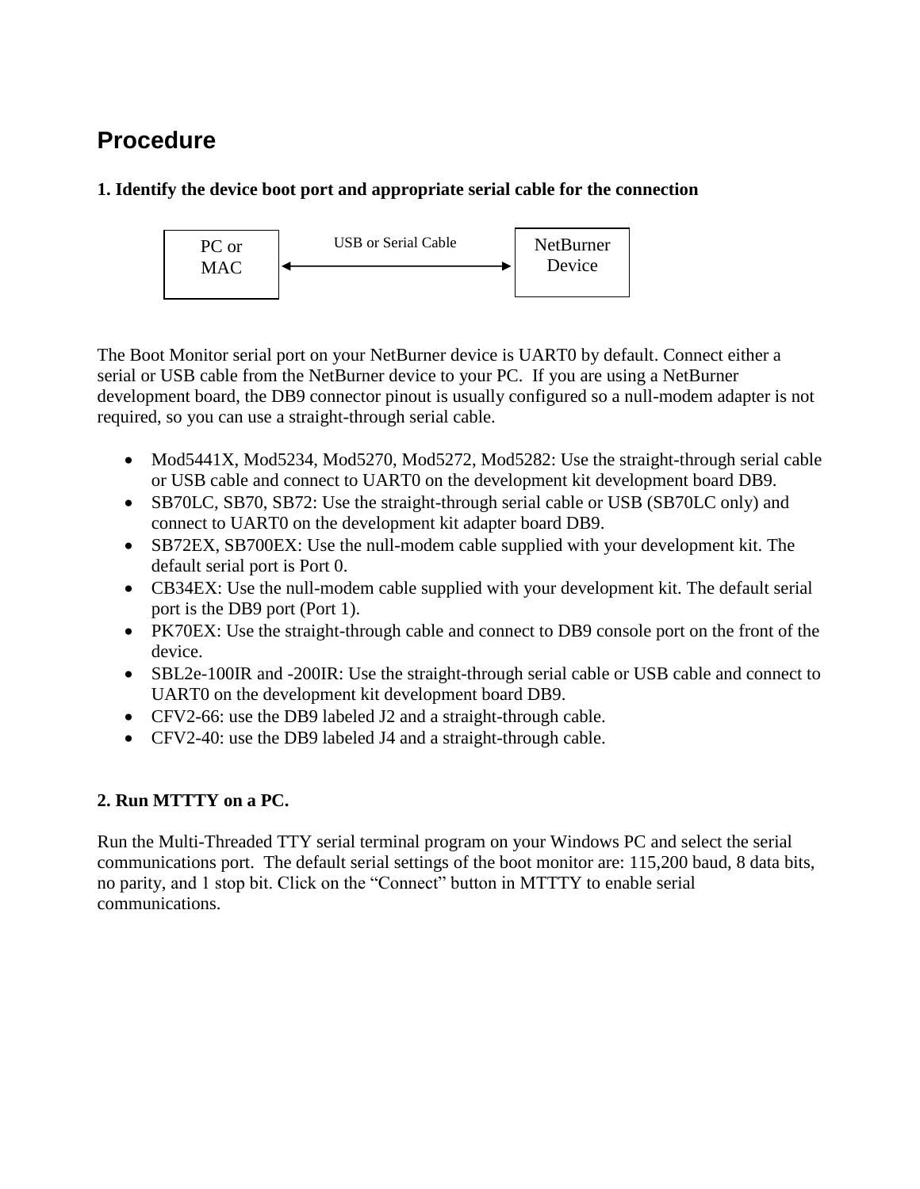## Procedure

**1. Identify the device boot port and appropriate serial cable for the connection**

PC or MAC ⟷ USB or Serial Cable ⟷ NetBurner Device

The Boot Monitor serial port on your NetBurner device is UART0 by default. Connect either a serial or USB cable from the NetBurner device to your PC. If you are using a NetBurner development board, the DB9 connector pinout is usually configured so a null-modem adapter is not required, so you can use a straight-through serial cable.

- Mod5441X, Mod5234, Mod5270, Mod5272, Mod5282: Use the straight-through serial cable or USB cable and connect to UART0 on the development kit development board DB9.
- SB70LC, SB70, SB72: Use the straight-through serial cable or USB (SB70LC only) and connect to UART0 on the development kit adapter board DB9.
- SB72EX, SB700EX: Use the null-modem cable supplied with your development kit. The default serial port is Port 0.
- CB34EX: Use the null-modem cable supplied with your development kit. The default serial port is the DB9 port (Port 1).
- PK70EX: Use the straight-through cable and connect to DB9 console port on the front of the device.
- SBL2e-100IR and -200IR: Use the straight-through serial cable or USB cable and connect to UART0 on the development kit development board DB9.
- CFV2-66: use the DB9 labeled J2 and a straight-through cable.
- CFV2-40: use the DB9 labeled J4 and a straight-through cable.

**2. Run MTTTY on a PC.**

Run the Multi-Threaded TTY serial terminal program on your Windows PC and select the serial communications port. The default serial settings of the boot monitor are: 115,200 baud, 8 data bits, no parity, and 1 stop bit. Click on the “Connect” button in MTTTY to enable serial communications.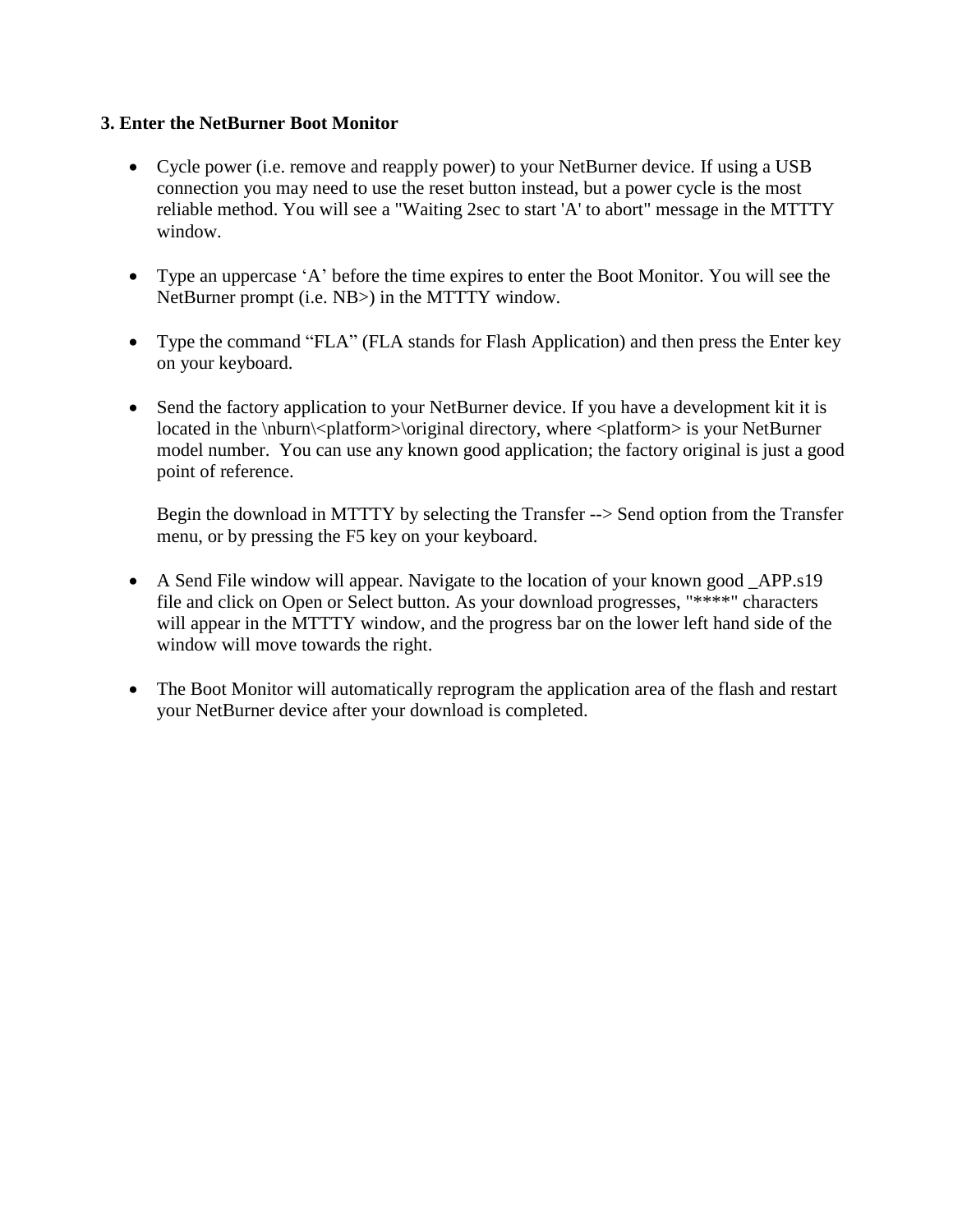**3. Enter the NetBurner Boot Monitor**

- Cycle power (i.e. remove and reapply power) to your NetBurner device. If using a USB connection you may need to use the reset button instead, but a power cycle is the most reliable method. You will see a "Waiting 2sec to start 'A' to abort" message in the MTTTY window.

- Type an uppercase 'A' before the time expires to enter the Boot Monitor. You will see the NetBurner prompt (i.e. NB>) in the MTTTY window.

- Type the command "FLA" (FLA stands for Flash Application) and then press the Enter key on your keyboard.

- Send the factory application to your NetBurner device. If you have a development kit it is located in the \nburn\<platform>\original directory, where <platform> is your NetBurner model number. You can use any known good application; the factory original is just a good point of reference.

  Begin the download in MTTTY by selecting the Transfer --> Send option from the Transfer menu, or by pressing the F5 key on your keyboard.

- A Send File window will appear. Navigate to the location of your known good _APP.s19 file and click on Open or Select button. As your download progresses, "****" characters will appear in the MTTTY window, and the progress bar on the lower left hand side of the window will move towards the right.

- The Boot Monitor will automatically reprogram the application area of the flash and restart your NetBurner device after your download is completed.